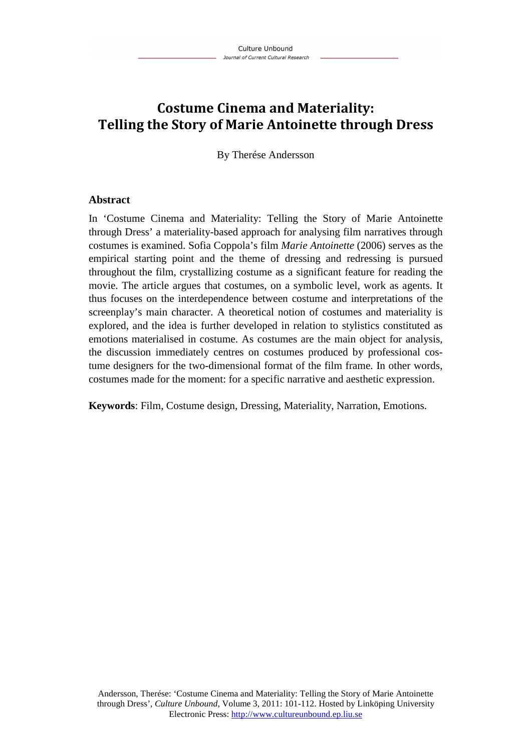# Costume Cinema and Materiality: Telling the Story of Marie Antoinette through Dress

By Therése Andersson

## Abstract

In 'Costume Cinema and Materiality: Telling the Story of Marie Antoinette through Dress' a materiality-based approach for analysing film narratives through costumes is examined. Sofia Coppola's film *Marie Antoinette* (2006) serves as the empirical starting point and the theme of dressing and redressing is pursued throughout the film, crystallizing costume as a significant feature for reading the movie. The article argues that costumes, on a symbolic level, work as agents. It thus focuses on the interdependence between costume and interpretations of the screenplay's main character. A theoretical notion of costumes and materiality is explored, and the idea is further developed in relation to stylistics constituted as emotions materialised in costume. As costumes are the main object for analysis, the discussion immediately centres on costumes produced by professional costume designers for the two-dimensional format of the film frame. In other words, costumes made for the moment: for a specific narrative and aesthetic expression.

**Keywords**: Film, Costume design, Dressing, Materiality, Narration, Emotions.

Andersson, Therése: 'Costume Cinema and Materiality: Telling the Story of Marie Antoinette through Dress', *Culture Unbound*, Volume 3, 2011: 101-112. Hosted by Linköping University Electronic Press: http://www.cultureunbound.ep.liu.se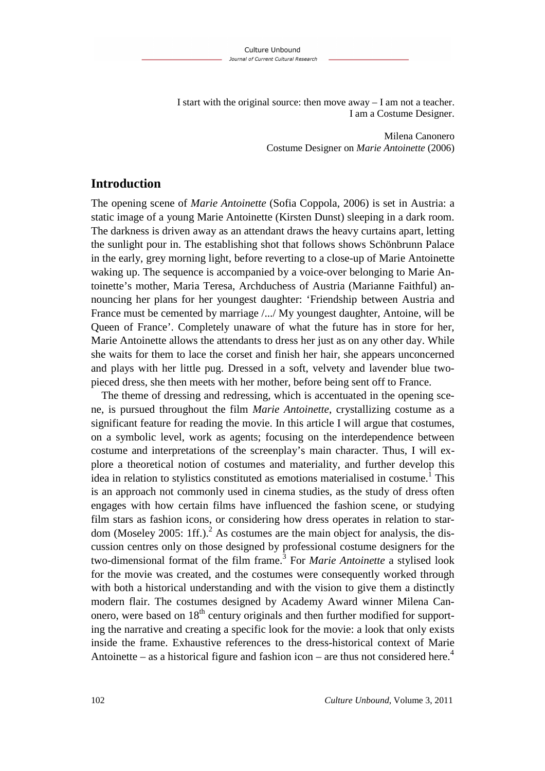I start with the original source: then move away – I am not a teacher.
I am a Costume Designer.

Milena Canonero
Costume Designer on *Marie Antoinette* (2006)

## Introduction

The opening scene of *Marie Antoinette* (Sofia Coppola, 2006) is set in Austria: a static image of a young Marie Antoinette (Kirsten Dunst) sleeping in a dark room. The darkness is driven away as an attendant draws the heavy curtains apart, letting the sunlight pour in. The establishing shot that follows shows Schönbrunn Palace in the early, grey morning light, before reverting to a close-up of Marie Antoinette waking up. The sequence is accompanied by a voice-over belonging to Marie Antoinette's mother, Maria Teresa, Archduchess of Austria (Marianne Faithful) announcing her plans for her youngest daughter: 'Friendship between Austria and France must be cemented by marriage /.../ My youngest daughter, Antoine, will be Queen of France'. Completely unaware of what the future has in store for her, Marie Antoinette allows the attendants to dress her just as on any other day. While she waits for them to lace the corset and finish her hair, she appears unconcerned and plays with her little pug. Dressed in a soft, velvety and lavender blue two-pieced dress, she then meets with her mother, before being sent off to France.

The theme of dressing and redressing, which is accentuated in the opening scene, is pursued throughout the film *Marie Antoinette*, crystallizing costume as a significant feature for reading the movie. In this article I will argue that costumes, on a symbolic level, work as agents; focusing on the interdependence between costume and interpretations of the screenplay's main character. Thus, I will explore a theoretical notion of costumes and materiality, and further develop this idea in relation to stylistics constituted as emotions materialised in costume.[1] This is an approach not commonly used in cinema studies, as the study of dress often engages with how certain films have influenced the fashion scene, or studying film stars as fashion icons, or considering how dress operates in relation to stardom (Moseley 2005: 1ff.).[2] As costumes are the main object for analysis, the discussion centres only on those designed by professional costume designers for the two-dimensional format of the film frame.[3] For *Marie Antoinette* a stylised look for the movie was created, and the costumes were consequently worked through with both a historical understanding and with the vision to give them a distinctly modern flair. The costumes designed by Academy Award winner Milena Canonero, were based on 18th century originals and then further modified for supporting the narrative and creating a specific look for the movie: a look that only exists inside the frame. Exhaustive references to the dress-historical context of Marie Antoinette – as a historical figure and fashion icon – are thus not considered here.[4]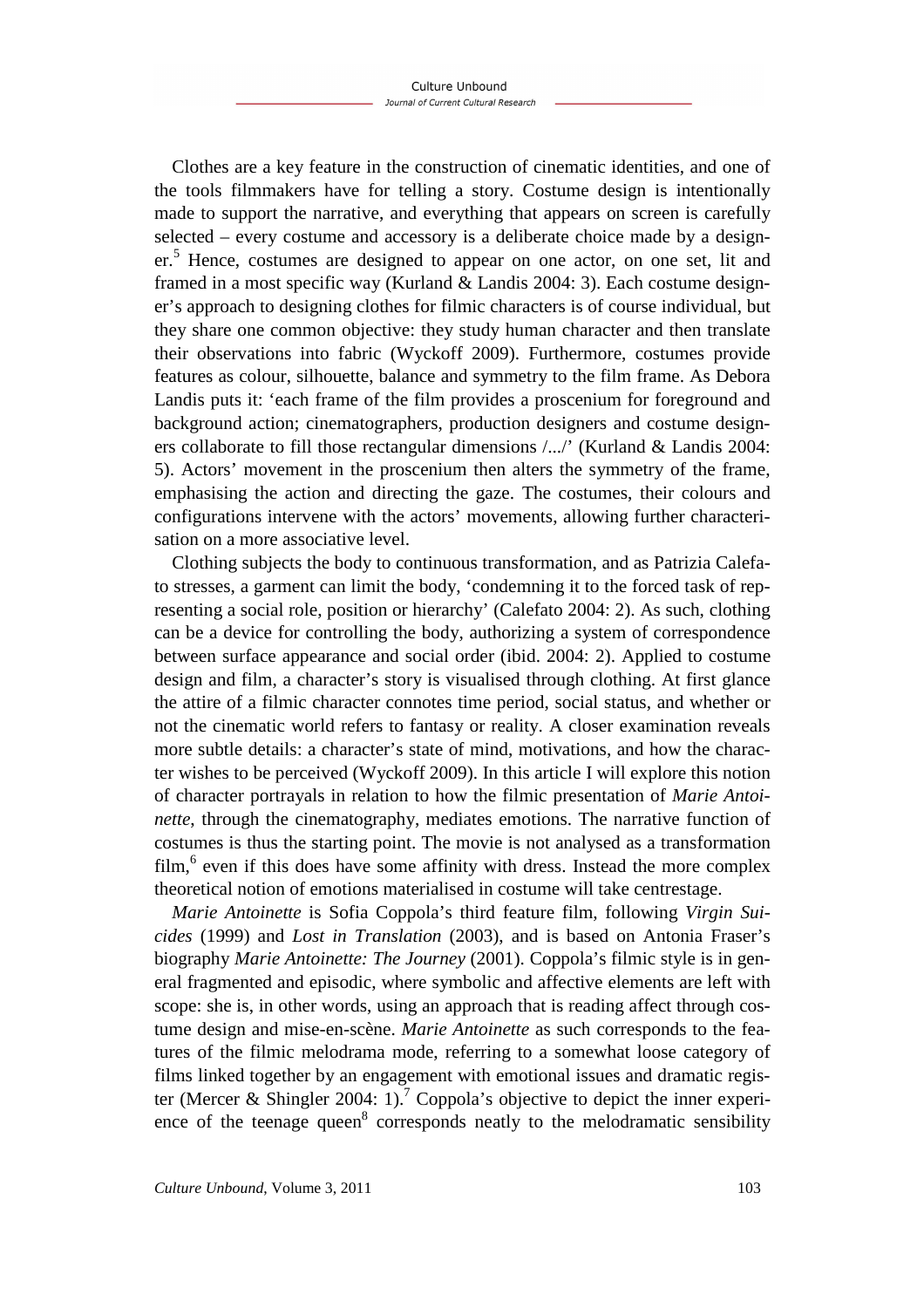Clothes are a key feature in the construction of cinematic identities, and one of the tools filmmakers have for telling a story. Costume design is intentionally made to support the narrative, and everything that appears on screen is carefully selected – every costume and accessory is a deliberate choice made by a designer.[5] Hence, costumes are designed to appear on one actor, on one set, lit and framed in a most specific way (Kurland & Landis 2004: 3). Each costume designer's approach to designing clothes for filmic characters is of course individual, but they share one common objective: they study human character and then translate their observations into fabric (Wyckoff 2009). Furthermore, costumes provide features as colour, silhouette, balance and symmetry to the film frame. As Debora Landis puts it: 'each frame of the film provides a proscenium for foreground and background action; cinematographers, production designers and costume designers collaborate to fill those rectangular dimensions /.../' (Kurland & Landis 2004: 5). Actors' movement in the proscenium then alters the symmetry of the frame, emphasising the action and directing the gaze. The costumes, their colours and configurations intervene with the actors' movements, allowing further characterisation on a more associative level.

Clothing subjects the body to continuous transformation, and as Patrizia Calefato stresses, a garment can limit the body, 'condemning it to the forced task of representing a social role, position or hierarchy' (Calefato 2004: 2). As such, clothing can be a device for controlling the body, authorizing a system of correspondence between surface appearance and social order (ibid. 2004: 2). Applied to costume design and film, a character's story is visualised through clothing. At first glance the attire of a filmic character connotes time period, social status, and whether or not the cinematic world refers to fantasy or reality. A closer examination reveals more subtle details: a character's state of mind, motivations, and how the character wishes to be perceived (Wyckoff 2009). In this article I will explore this notion of character portrayals in relation to how the filmic presentation of *Marie Antoinette*, through the cinematography, mediates emotions. The narrative function of costumes is thus the starting point. The movie is not analysed as a transformation film,[6] even if this does have some affinity with dress. Instead the more complex theoretical notion of emotions materialised in costume will take centrestage.

*Marie Antoinette* is Sofia Coppola's third feature film, following *Virgin Suicides* (1999) and *Lost in Translation* (2003), and is based on Antonia Fraser's biography *Marie Antoinette: The Journey* (2001). Coppola's filmic style is in general fragmented and episodic, where symbolic and affective elements are left with scope: she is, in other words, using an approach that is reading affect through costume design and mise-en-scène. *Marie Antoinette* as such corresponds to the features of the filmic melodrama mode, referring to a somewhat loose category of films linked together by an engagement with emotional issues and dramatic register (Mercer & Shingler 2004: 1).[7] Coppola's objective to depict the inner experience of the teenage queen[8] corresponds neatly to the melodramatic sensibility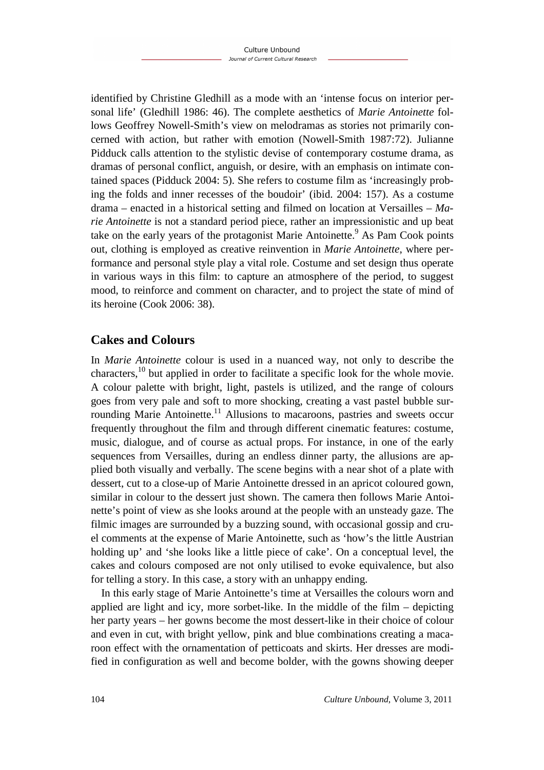identified by Christine Gledhill as a mode with an 'intense focus on interior personal life' (Gledhill 1986: 46). The complete aesthetics of *Marie Antoinette* follows Geoffrey Nowell-Smith's view on melodramas as stories not primarily concerned with action, but rather with emotion (Nowell-Smith 1987:72). Julianne Pidduck calls attention to the stylistic devise of contemporary costume drama, as dramas of personal conflict, anguish, or desire, with an emphasis on intimate contained spaces (Pidduck 2004: 5). She refers to costume film as 'increasingly probing the folds and inner recesses of the boudoir' (ibid. 2004: 157). As a costume drama – enacted in a historical setting and filmed on location at Versailles – *Marie Antoinette* is not a standard period piece, rather an impressionistic and up beat take on the early years of the protagonist Marie Antoinette.[9] As Pam Cook points out, clothing is employed as creative reinvention in *Marie Antoinette*, where performance and personal style play a vital role. Costume and set design thus operate in various ways in this film: to capture an atmosphere of the period, to suggest mood, to reinforce and comment on character, and to project the state of mind of its heroine (Cook 2006: 38).

## Cakes and Colours

In *Marie Antoinette* colour is used in a nuanced way, not only to describe the characters,[10] but applied in order to facilitate a specific look for the whole movie. A colour palette with bright, light, pastels is utilized, and the range of colours goes from very pale and soft to more shocking, creating a vast pastel bubble surrounding Marie Antoinette.[11] Allusions to macaroons, pastries and sweets occur frequently throughout the film and through different cinematic features: costume, music, dialogue, and of course as actual props. For instance, in one of the early sequences from Versailles, during an endless dinner party, the allusions are applied both visually and verbally. The scene begins with a near shot of a plate with dessert, cut to a close-up of Marie Antoinette dressed in an apricot coloured gown, similar in colour to the dessert just shown. The camera then follows Marie Antoinette's point of view as she looks around at the people with an unsteady gaze. The filmic images are surrounded by a buzzing sound, with occasional gossip and cruel comments at the expense of Marie Antoinette, such as 'how's the little Austrian holding up' and 'she looks like a little piece of cake'. On a conceptual level, the cakes and colours composed are not only utilised to evoke equivalence, but also for telling a story. In this case, a story with an unhappy ending.

In this early stage of Marie Antoinette's time at Versailles the colours worn and applied are light and icy, more sorbet-like. In the middle of the film – depicting her party years – her gowns become the most dessert-like in their choice of colour and even in cut, with bright yellow, pink and blue combinations creating a macaroon effect with the ornamentation of petticoats and skirts. Her dresses are modified in configuration as well and become bolder, with the gowns showing deeper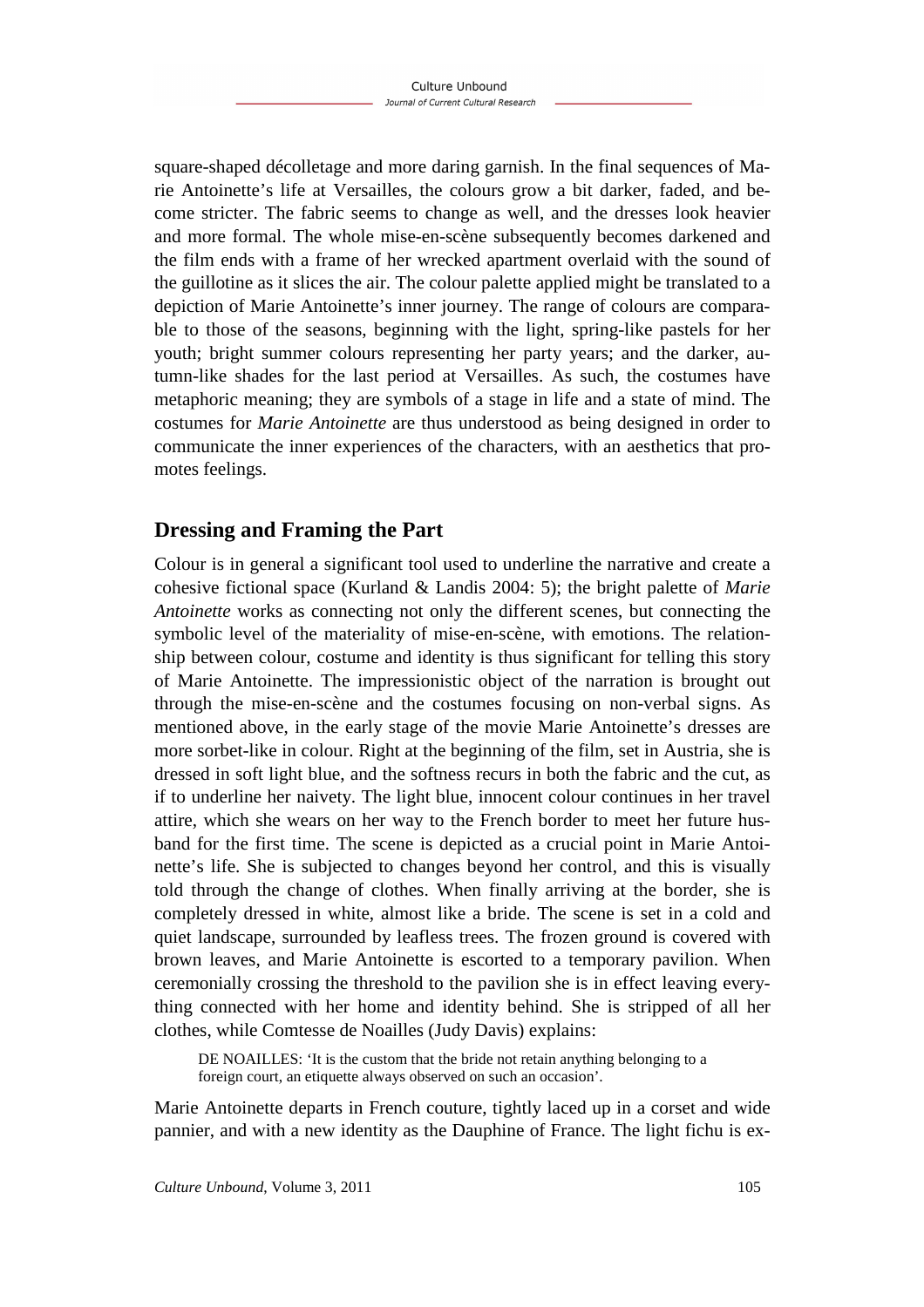square-shaped décolletage and more daring garnish. In the final sequences of Marie Antoinette's life at Versailles, the colours grow a bit darker, faded, and become stricter. The fabric seems to change as well, and the dresses look heavier and more formal. The whole mise-en-scène subsequently becomes darkened and the film ends with a frame of her wrecked apartment overlaid with the sound of the guillotine as it slices the air. The colour palette applied might be translated to a depiction of Marie Antoinette's inner journey. The range of colours are comparable to those of the seasons, beginning with the light, spring-like pastels for her youth; bright summer colours representing her party years; and the darker, autumn-like shades for the last period at Versailles. As such, the costumes have metaphoric meaning; they are symbols of a stage in life and a state of mind. The costumes for *Marie Antoinette* are thus understood as being designed in order to communicate the inner experiences of the characters, with an aesthetics that promotes feelings.

## Dressing and Framing the Part

Colour is in general a significant tool used to underline the narrative and create a cohesive fictional space (Kurland & Landis 2004: 5); the bright palette of *Marie Antoinette* works as connecting not only the different scenes, but connecting the symbolic level of the materiality of mise-en-scène, with emotions. The relationship between colour, costume and identity is thus significant for telling this story of Marie Antoinette. The impressionistic object of the narration is brought out through the mise-en-scène and the costumes focusing on non-verbal signs. As mentioned above, in the early stage of the movie Marie Antoinette's dresses are more sorbet-like in colour. Right at the beginning of the film, set in Austria, she is dressed in soft light blue, and the softness recurs in both the fabric and the cut, as if to underline her naivety. The light blue, innocent colour continues in her travel attire, which she wears on her way to the French border to meet her future husband for the first time. The scene is depicted as a crucial point in Marie Antoinette's life. She is subjected to changes beyond her control, and this is visually told through the change of clothes. When finally arriving at the border, she is completely dressed in white, almost like a bride. The scene is set in a cold and quiet landscape, surrounded by leafless trees. The frozen ground is covered with brown leaves, and Marie Antoinette is escorted to a temporary pavilion. When ceremonially crossing the threshold to the pavilion she is in effect leaving everything connected with her home and identity behind. She is stripped of all her clothes, while Comtesse de Noailles (Judy Davis) explains:

> DE NOAILLES: 'It is the custom that the bride not retain anything belonging to a foreign court, an etiquette always observed on such an occasion'.

Marie Antoinette departs in French couture, tightly laced up in a corset and wide pannier, and with a new identity as the Dauphine of France. The light fichu is ex-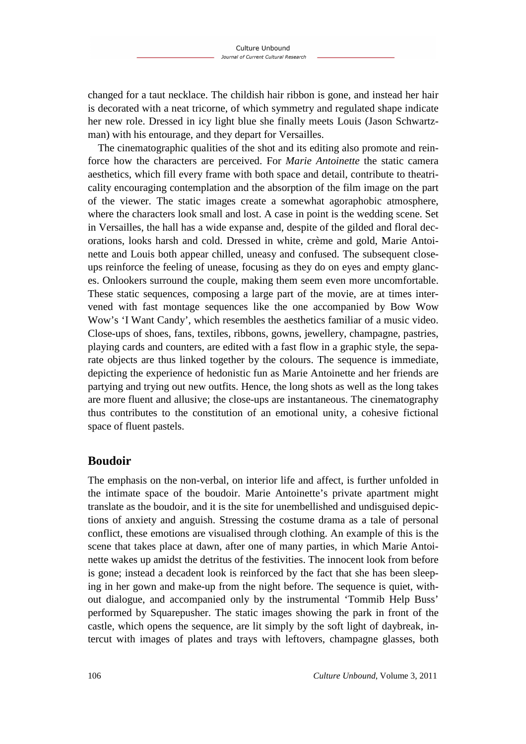changed for a taut necklace. The childish hair ribbon is gone, and instead her hair is decorated with a neat tricorne, of which symmetry and regulated shape indicate her new role. Dressed in icy light blue she finally meets Louis (Jason Schwartzman) with his entourage, and they depart for Versailles.

The cinematographic qualities of the shot and its editing also promote and reinforce how the characters are perceived. For *Marie Antoinette* the static camera aesthetics, which fill every frame with both space and detail, contribute to theatricality encouraging contemplation and the absorption of the film image on the part of the viewer. The static images create a somewhat agoraphobic atmosphere, where the characters look small and lost. A case in point is the wedding scene. Set in Versailles, the hall has a wide expanse and, despite of the gilded and floral decorations, looks harsh and cold. Dressed in white, crème and gold, Marie Antoinette and Louis both appear chilled, uneasy and confused. The subsequent close-ups reinforce the feeling of unease, focusing as they do on eyes and empty glances. Onlookers surround the couple, making them seem even more uncomfortable. These static sequences, composing a large part of the movie, are at times intervened with fast montage sequences like the one accompanied by Bow Wow Wow's 'I Want Candy', which resembles the aesthetics familiar of a music video. Close-ups of shoes, fans, textiles, ribbons, gowns, jewellery, champagne, pastries, playing cards and counters, are edited with a fast flow in a graphic style, the separate objects are thus linked together by the colours. The sequence is immediate, depicting the experience of hedonistic fun as Marie Antoinette and her friends are partying and trying out new outfits. Hence, the long shots as well as the long takes are more fluent and allusive; the close-ups are instantaneous. The cinematography thus contributes to the constitution of an emotional unity, a cohesive fictional space of fluent pastels.

## Boudoir

The emphasis on the non-verbal, on interior life and affect, is further unfolded in the intimate space of the boudoir. Marie Antoinette's private apartment might translate as the boudoir, and it is the site for unembellished and undisguised depictions of anxiety and anguish. Stressing the costume drama as a tale of personal conflict, these emotions are visualised through clothing. An example of this is the scene that takes place at dawn, after one of many parties, in which Marie Antoinette wakes up amidst the detritus of the festivities. The innocent look from before is gone; instead a decadent look is reinforced by the fact that she has been sleeping in her gown and make-up from the night before. The sequence is quiet, without dialogue, and accompanied only by the instrumental 'Tommib Help Buss' performed by Squarepusher. The static images showing the park in front of the castle, which opens the sequence, are lit simply by the soft light of daybreak, intercut with images of plates and trays with leftovers, champagne glasses, both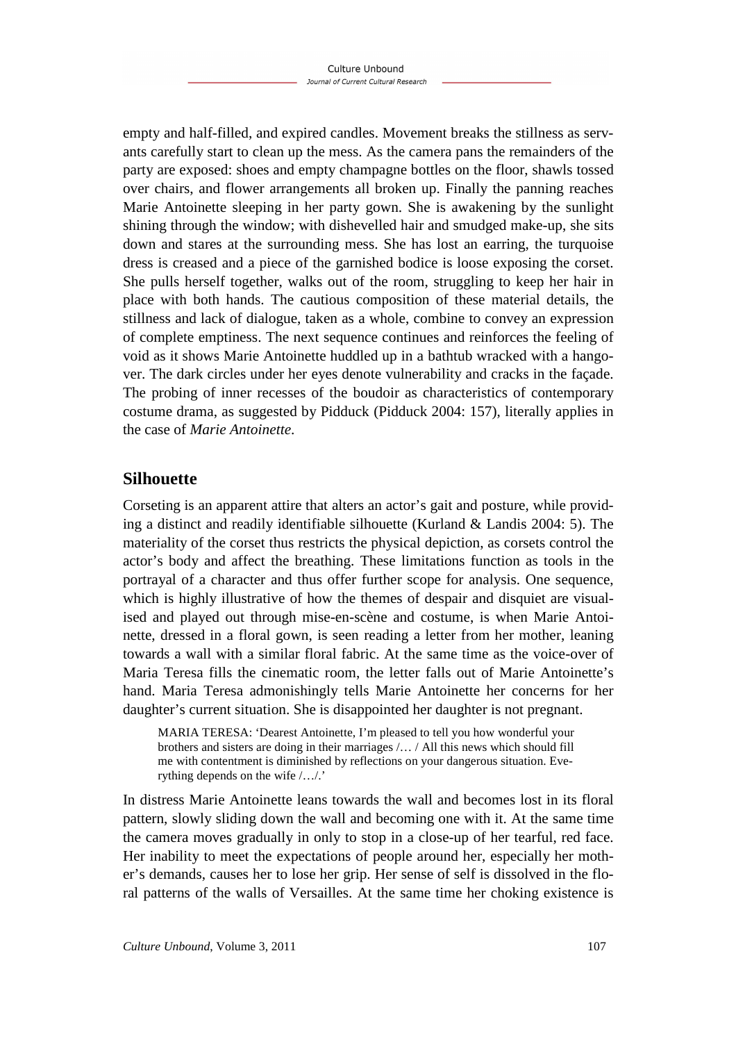empty and half-filled, and expired candles. Movement breaks the stillness as servants carefully start to clean up the mess. As the camera pans the remainders of the party are exposed: shoes and empty champagne bottles on the floor, shawls tossed over chairs, and flower arrangements all broken up. Finally the panning reaches Marie Antoinette sleeping in her party gown. She is awakening by the sunlight shining through the window; with dishevelled hair and smudged make-up, she sits down and stares at the surrounding mess. She has lost an earring, the turquoise dress is creased and a piece of the garnished bodice is loose exposing the corset. She pulls herself together, walks out of the room, struggling to keep her hair in place with both hands. The cautious composition of these material details, the stillness and lack of dialogue, taken as a whole, combine to convey an expression of complete emptiness. The next sequence continues and reinforces the feeling of void as it shows Marie Antoinette huddled up in a bathtub wracked with a hangover. The dark circles under her eyes denote vulnerability and cracks in the façade. The probing of inner recesses of the boudoir as characteristics of contemporary costume drama, as suggested by Pidduck (Pidduck 2004: 157), literally applies in the case of *Marie Antoinette*.

## Silhouette

Corseting is an apparent attire that alters an actor's gait and posture, while providing a distinct and readily identifiable silhouette (Kurland & Landis 2004: 5). The materiality of the corset thus restricts the physical depiction, as corsets control the actor's body and affect the breathing. These limitations function as tools in the portrayal of a character and thus offer further scope for analysis. One sequence, which is highly illustrative of how the themes of despair and disquiet are visualised and played out through mise-en-scène and costume, is when Marie Antoinette, dressed in a floral gown, is seen reading a letter from her mother, leaning towards a wall with a similar floral fabric. At the same time as the voice-over of Maria Teresa fills the cinematic room, the letter falls out of Marie Antoinette's hand. Maria Teresa admonishingly tells Marie Antoinette her concerns for her daughter's current situation. She is disappointed her daughter is not pregnant.

> MARIA TERESA: 'Dearest Antoinette, I'm pleased to tell you how wonderful your brothers and sisters are doing in their marriages /… / All this news which should fill me with contentment is diminished by reflections on your dangerous situation. Everything depends on the wife /…/.'

In distress Marie Antoinette leans towards the wall and becomes lost in its floral pattern, slowly sliding down the wall and becoming one with it. At the same time the camera moves gradually in only to stop in a close-up of her tearful, red face. Her inability to meet the expectations of people around her, especially her mother's demands, causes her to lose her grip. Her sense of self is dissolved in the floral patterns of the walls of Versailles. At the same time her choking existence is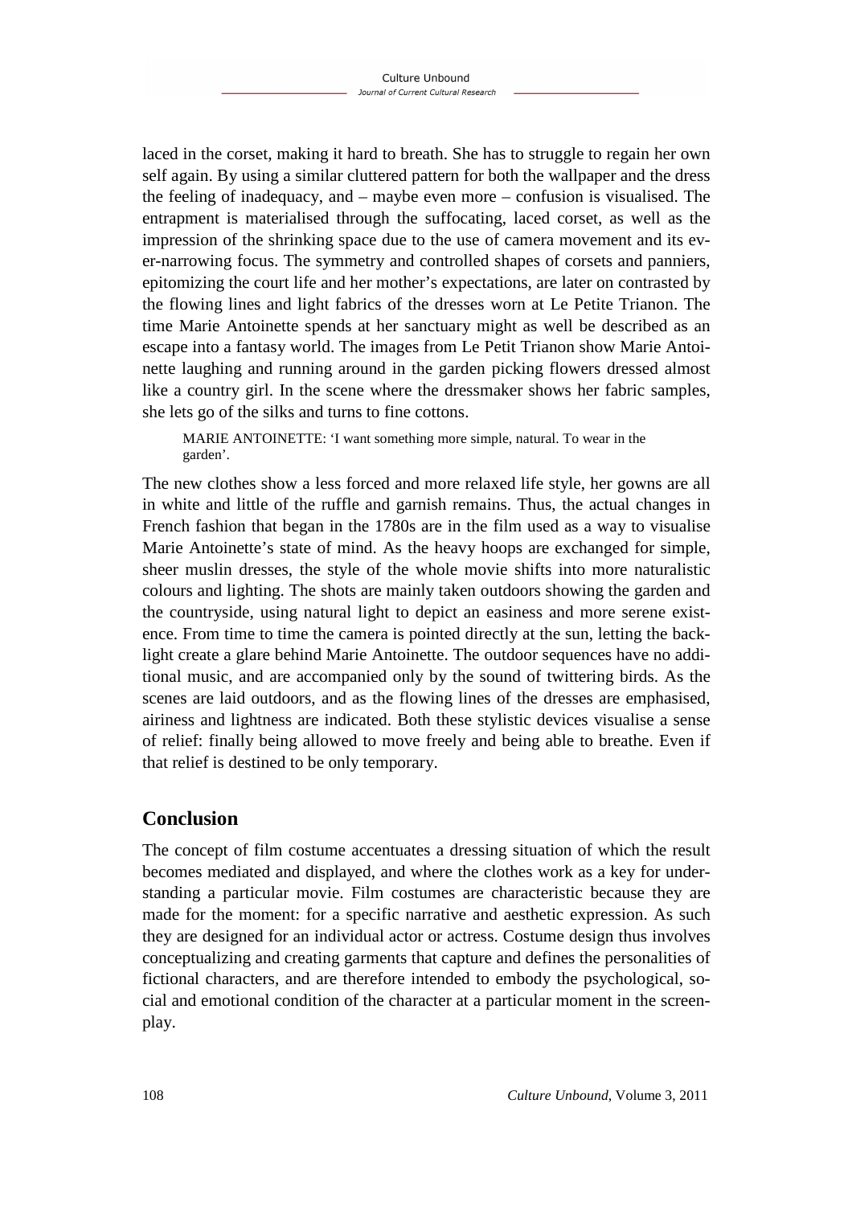laced in the corset, making it hard to breath. She has to struggle to regain her own self again. By using a similar cluttered pattern for both the wallpaper and the dress the feeling of inadequacy, and – maybe even more – confusion is visualised. The entrapment is materialised through the suffocating, laced corset, as well as the impression of the shrinking space due to the use of camera movement and its ever-narrowing focus. The symmetry and controlled shapes of corsets and panniers, epitomizing the court life and her mother's expectations, are later on contrasted by the flowing lines and light fabrics of the dresses worn at Le Petite Trianon. The time Marie Antoinette spends at her sanctuary might as well be described as an escape into a fantasy world. The images from Le Petit Trianon show Marie Antoinette laughing and running around in the garden picking flowers dressed almost like a country girl. In the scene where the dressmaker shows her fabric samples, she lets go of the silks and turns to fine cottons.

> MARIE ANTOINETTE: 'I want something more simple, natural. To wear in the garden'.

The new clothes show a less forced and more relaxed life style, her gowns are all in white and little of the ruffle and garnish remains. Thus, the actual changes in French fashion that began in the 1780s are in the film used as a way to visualise Marie Antoinette's state of mind. As the heavy hoops are exchanged for simple, sheer muslin dresses, the style of the whole movie shifts into more naturalistic colours and lighting. The shots are mainly taken outdoors showing the garden and the countryside, using natural light to depict an easiness and more serene existence. From time to time the camera is pointed directly at the sun, letting the backlight create a glare behind Marie Antoinette. The outdoor sequences have no additional music, and are accompanied only by the sound of twittering birds. As the scenes are laid outdoors, and as the flowing lines of the dresses are emphasised, airiness and lightness are indicated. Both these stylistic devices visualise a sense of relief: finally being allowed to move freely and being able to breathe. Even if that relief is destined to be only temporary.

## Conclusion

The concept of film costume accentuates a dressing situation of which the result becomes mediated and displayed, and where the clothes work as a key for understanding a particular movie. Film costumes are characteristic because they are made for the moment: for a specific narrative and aesthetic expression. As such they are designed for an individual actor or actress. Costume design thus involves conceptualizing and creating garments that capture and defines the personalities of fictional characters, and are therefore intended to embody the psychological, social and emotional condition of the character at a particular moment in the screenplay.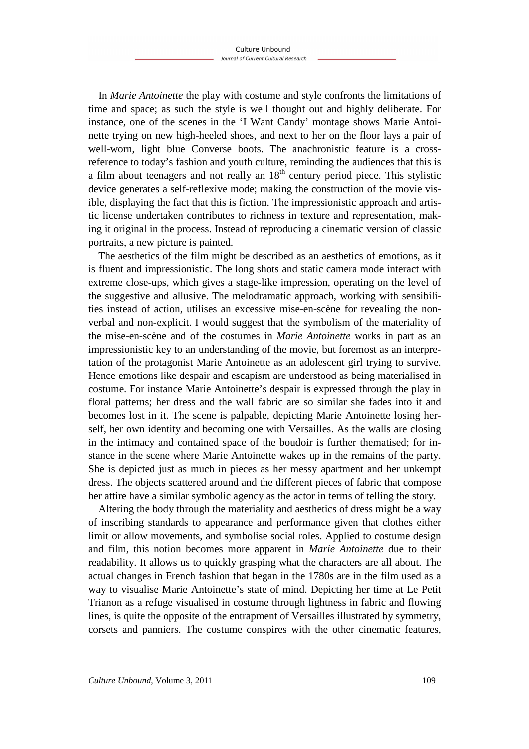In *Marie Antoinette* the play with costume and style confronts the limitations of time and space; as such the style is well thought out and highly deliberate. For instance, one of the scenes in the 'I Want Candy' montage shows Marie Antoinette trying on new high-heeled shoes, and next to her on the floor lays a pair of well-worn, light blue Converse boots. The anachronistic feature is a cross-reference to today's fashion and youth culture, reminding the audiences that this is a film about teenagers and not really an 18th century period piece. This stylistic device generates a self-reflexive mode; making the construction of the movie visible, displaying the fact that this is fiction. The impressionistic approach and artistic license undertaken contributes to richness in texture and representation, making it original in the process. Instead of reproducing a cinematic version of classic portraits, a new picture is painted.

The aesthetics of the film might be described as an aesthetics of emotions, as it is fluent and impressionistic. The long shots and static camera mode interact with extreme close-ups, which gives a stage-like impression, operating on the level of the suggestive and allusive. The melodramatic approach, working with sensibilities instead of action, utilises an excessive mise-en-scène for revealing the non-verbal and non-explicit. I would suggest that the symbolism of the materiality of the mise-en-scène and of the costumes in *Marie Antoinette* works in part as an impressionistic key to an understanding of the movie, but foremost as an interpretation of the protagonist Marie Antoinette as an adolescent girl trying to survive. Hence emotions like despair and escapism are understood as being materialised in costume. For instance Marie Antoinette's despair is expressed through the play in floral patterns; her dress and the wall fabric are so similar she fades into it and becomes lost in it. The scene is palpable, depicting Marie Antoinette losing herself, her own identity and becoming one with Versailles. As the walls are closing in the intimacy and contained space of the boudoir is further thematised; for instance in the scene where Marie Antoinette wakes up in the remains of the party. She is depicted just as much in pieces as her messy apartment and her unkempt dress. The objects scattered around and the different pieces of fabric that compose her attire have a similar symbolic agency as the actor in terms of telling the story.

Altering the body through the materiality and aesthetics of dress might be a way of inscribing standards to appearance and performance given that clothes either limit or allow movements, and symbolise social roles. Applied to costume design and film, this notion becomes more apparent in *Marie Antoinette* due to their readability. It allows us to quickly grasping what the characters are all about. The actual changes in French fashion that began in the 1780s are in the film used as a way to visualise Marie Antoinette's state of mind. Depicting her time at Le Petit Trianon as a refuge visualised in costume through lightness in fabric and flowing lines, is quite the opposite of the entrapment of Versailles illustrated by symmetry, corsets and panniers. The costume conspires with the other cinematic features,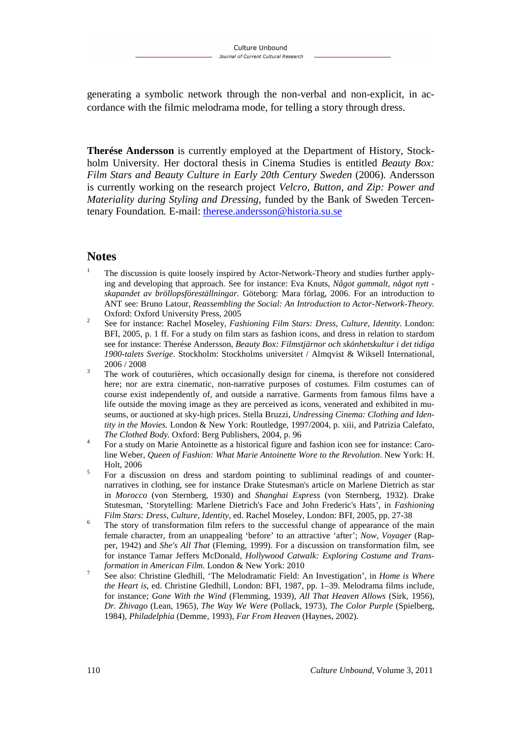generating a symbolic network through the non-verbal and non-explicit, in accordance with the filmic melodrama mode, for telling a story through dress.

**Therése Andersson** is currently employed at the Department of History, Stockholm University. Her doctoral thesis in Cinema Studies is entitled *Beauty Box: Film Stars and Beauty Culture in Early 20th Century Sweden* (2006). Andersson is currently working on the research project *Velcro, Button, and Zip: Power and Materiality during Styling and Dressing*, funded by the Bank of Sweden Tercentenary Foundation. E-mail: therese.andersson@historia.su.se

## Notes

1. The discussion is quite loosely inspired by Actor-Network-Theory and studies further applying and developing that approach. See for instance: Eva Knuts, *Något gammalt, något nytt - skapandet av bröllopsföreställningar*. Göteborg: Mara förlag, 2006. For an introduction to ANT see: Bruno Latour, *Reassembling the Social: An Introduction to Actor-Network-Theory*. Oxford: Oxford University Press, 2005
2. See for instance: Rachel Moseley, *Fashioning Film Stars: Dress, Culture, Identity*. London: BFI, 2005, p. 1 ff. For a study on film stars as fashion icons, and dress in relation to stardom see for instance: Therése Andersson, *Beauty Box: Filmstjärnor och skönhetskultur i det tidiga 1900-talets Sverige*. Stockholm: Stockholms universitet / Almqvist & Wiksell International, 2006 / 2008
3. The work of couturières, which occasionally design for cinema, is therefore not considered here; nor are extra cinematic, non-narrative purposes of costumes. Film costumes can of course exist independently of, and outside a narrative. Garments from famous films have a life outside the moving image as they are perceived as icons, venerated and exhibited in museums, or auctioned at sky-high prices. Stella Bruzzi, *Undressing Cinema: Clothing and Identity in the Movies.* London & New York: Routledge, 1997/2004, p. xiii, and Patrizia Calefato, *The Clothed Body.* Oxford: Berg Publishers, 2004, p. 96
4. For a study on Marie Antoinette as a historical figure and fashion icon see for instance: Caroline Weber, *Queen of Fashion: What Marie Antoinette Wore to the Revolution*. New York: H. Holt, 2006
5. For a discussion on dress and stardom pointing to subliminal readings of and counter-narratives in clothing, see for instance Drake Stutesman's article on Marlene Dietrich as star in *Morocco* (von Sternberg, 1930) and *Shanghai Express* (von Sternberg, 1932). Drake Stutesman, 'Storytelling: Marlene Dietrich's Face and John Frederic's Hats', in *Fashioning Film Stars: Dress, Culture, Identity*, ed. Rachel Moseley, London: BFI, 2005, pp. 27-38
6. The story of transformation film refers to the successful change of appearance of the main female character, from an unappealing 'before' to an attractive 'after'; *Now, Voyager* (Rapper, 1942) and *She's All That* (Fleming, 1999). For a discussion on transformation film, see for instance Tamar Jeffers McDonald, *Hollywood Catwalk: Exploring Costume and Transformation in American Film.* London & New York: 2010
7. See also: Christine Gledhill, 'The Melodramatic Field: An Investigation', in *Home is Where the Heart is*, ed. Christine Gledhill, London: BFI, 1987, pp. 1–39. Melodrama films include, for instance; *Gone With the Wind* (Flemming, 1939), *All That Heaven Allows* (Sirk, 1956), *Dr. Zhivago* (Lean, 1965), *The Way We Were* (Pollack, 1973), *The Color Purple* (Spielberg, 1984), *Philadelphia* (Demme, 1993), *Far From Heaven* (Haynes, 2002).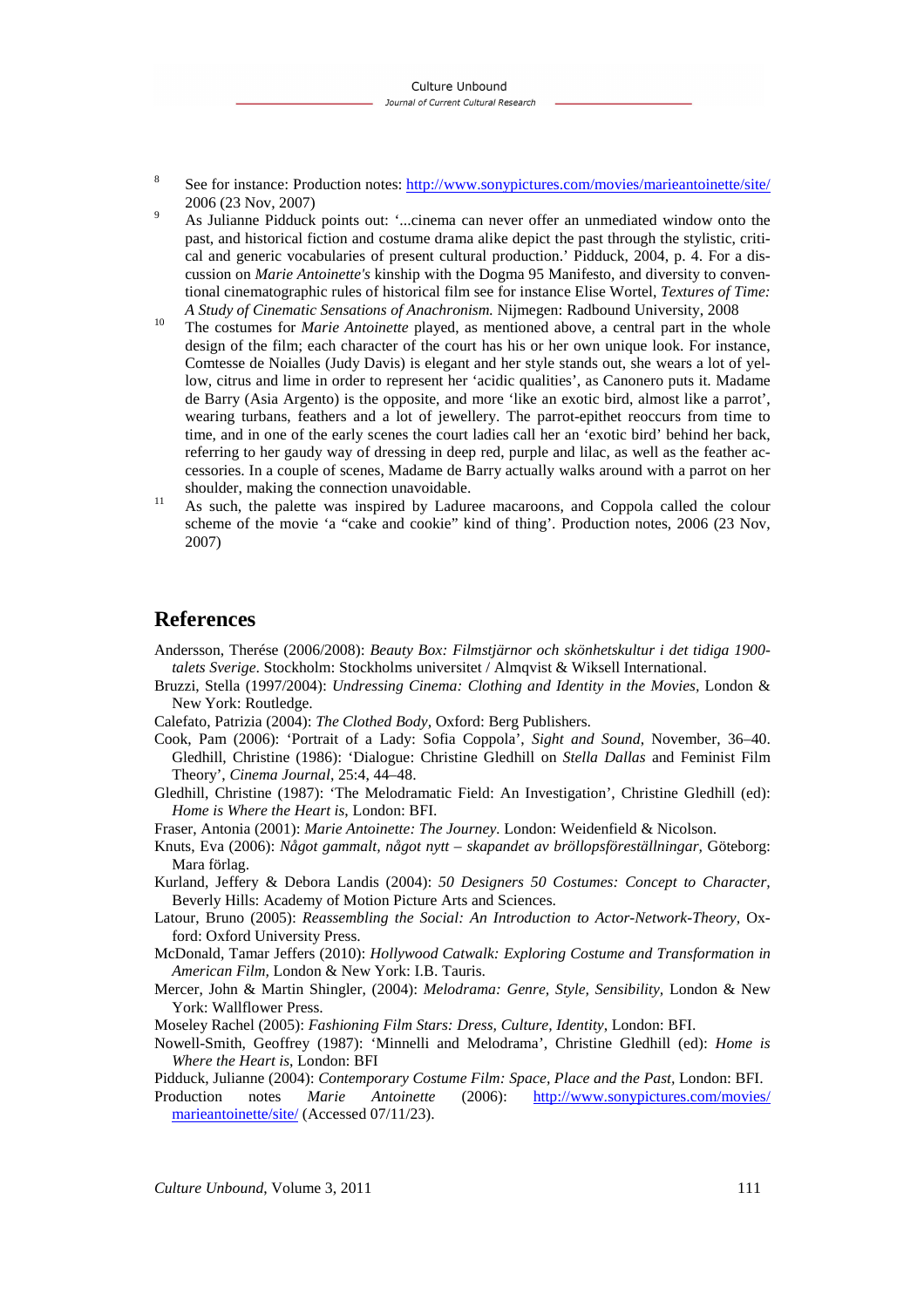[8] See for instance: Production notes: http://www.sonypictures.com/movies/marieantoinette/site/ 2006 (23 Nov, 2007)

[9] As Julianne Pidduck points out: '...cinema can never offer an unmediated window onto the past, and historical fiction and costume drama alike depict the past through the stylistic, critical and generic vocabularies of present cultural production.' Pidduck, 2004, p. 4. For a discussion on *Marie Antoinette's* kinship with the Dogma 95 Manifesto, and diversity to conventional cinematographic rules of historical film see for instance Elise Wortel, *Textures of Time: A Study of Cinematic Sensations of Anachronism.* Nijmegen: Radbound University, 2008

[10] The costumes for *Marie Antoinette* played, as mentioned above, a central part in the whole design of the film; each character of the court has his or her own unique look. For instance, Comtesse de Noialles (Judy Davis) is elegant and her style stands out, she wears a lot of yellow, citrus and lime in order to represent her 'acidic qualities', as Canonero puts it. Madame de Barry (Asia Argento) is the opposite, and more 'like an exotic bird, almost like a parrot', wearing turbans, feathers and a lot of jewellery. The parrot-epithet reoccurs from time to time, and in one of the early scenes the court ladies call her an 'exotic bird' behind her back, referring to her gaudy way of dressing in deep red, purple and lilac, as well as the feather accessories. In a couple of scenes, Madame de Barry actually walks around with a parrot on her shoulder, making the connection unavoidable.

[11] As such, the palette was inspired by Laduree macaroons, and Coppola called the colour scheme of the movie 'a "cake and cookie" kind of thing'. Production notes, 2006 (23 Nov, 2007)

## References

Andersson, Therése (2006/2008): *Beauty Box: Filmstjärnor och skönhetskultur i det tidiga 1900-talets Sverige*. Stockholm: Stockholms universitet / Almqvist & Wiksell International.

Bruzzi, Stella (1997/2004): *Undressing Cinema: Clothing and Identity in the Movies*, London & New York: Routledge.

Calefato, Patrizia (2004): *The Clothed Body*, Oxford: Berg Publishers.

Cook, Pam (2006): 'Portrait of a Lady: Sofia Coppola', *Sight and Sound*, November, 36–40. Gledhill, Christine (1986): 'Dialogue: Christine Gledhill on *Stella Dallas* and Feminist Film Theory', *Cinema Journal*, 25:4, 44–48.

Gledhill, Christine (1987): 'The Melodramatic Field: An Investigation', Christine Gledhill (ed): *Home is Where the Heart is*, London: BFI.

Fraser, Antonia (2001): *Marie Antoinette: The Journey*. London: Weidenfield & Nicolson.

Knuts, Eva (2006): *Något gammalt, något nytt – skapandet av bröllopsföreställningar*, Göteborg: Mara förlag.

Kurland, Jeffery & Debora Landis (2004): *50 Designers 50 Costumes: Concept to Character*, Beverly Hills: Academy of Motion Picture Arts and Sciences.

Latour, Bruno (2005): *Reassembling the Social: An Introduction to Actor-Network-Theory*, Oxford: Oxford University Press.

McDonald, Tamar Jeffers (2010): *Hollywood Catwalk: Exploring Costume and Transformation in American Film*, London & New York: I.B. Tauris.

Mercer, John & Martin Shingler, (2004): *Melodrama: Genre, Style, Sensibility*, London & New York: Wallflower Press.

Moseley Rachel (2005): *Fashioning Film Stars: Dress, Culture, Identity*, London: BFI.

Nowell-Smith, Geoffrey (1987): 'Minnelli and Melodrama', Christine Gledhill (ed): *Home is Where the Heart is*, London: BFI

Pidduck, Julianne (2004): *Contemporary Costume Film: Space, Place and the Past*, London: BFI.

Production notes *Marie Antoinette* (2006): http://www.sonypictures.com/movies/marieantoinette/site/ (Accessed 07/11/23).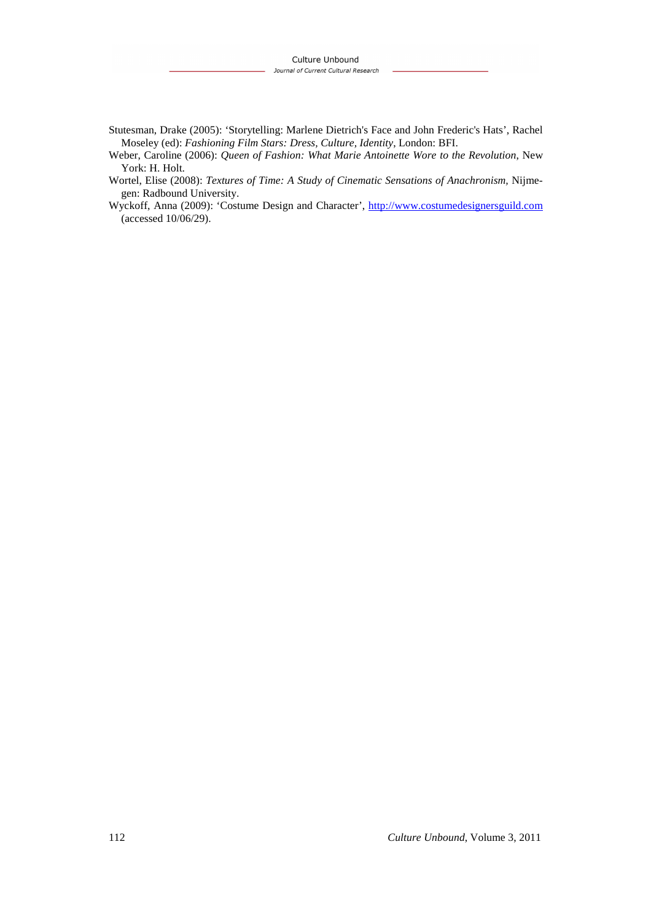Stutesman, Drake (2005): 'Storytelling: Marlene Dietrich's Face and John Frederic's Hats', Rachel Moseley (ed): *Fashioning Film Stars: Dress, Culture, Identity*, London: BFI.

Weber, Caroline (2006): *Queen of Fashion: What Marie Antoinette Wore to the Revolution*, New York: H. Holt.

Wortel, Elise (2008): *Textures of Time: A Study of Cinematic Sensations of Anachronism*, Nijmegen: Radbound University.

Wyckoff, Anna (2009): 'Costume Design and Character', http://www.costumedesignersguild.com (accessed 10/06/29).